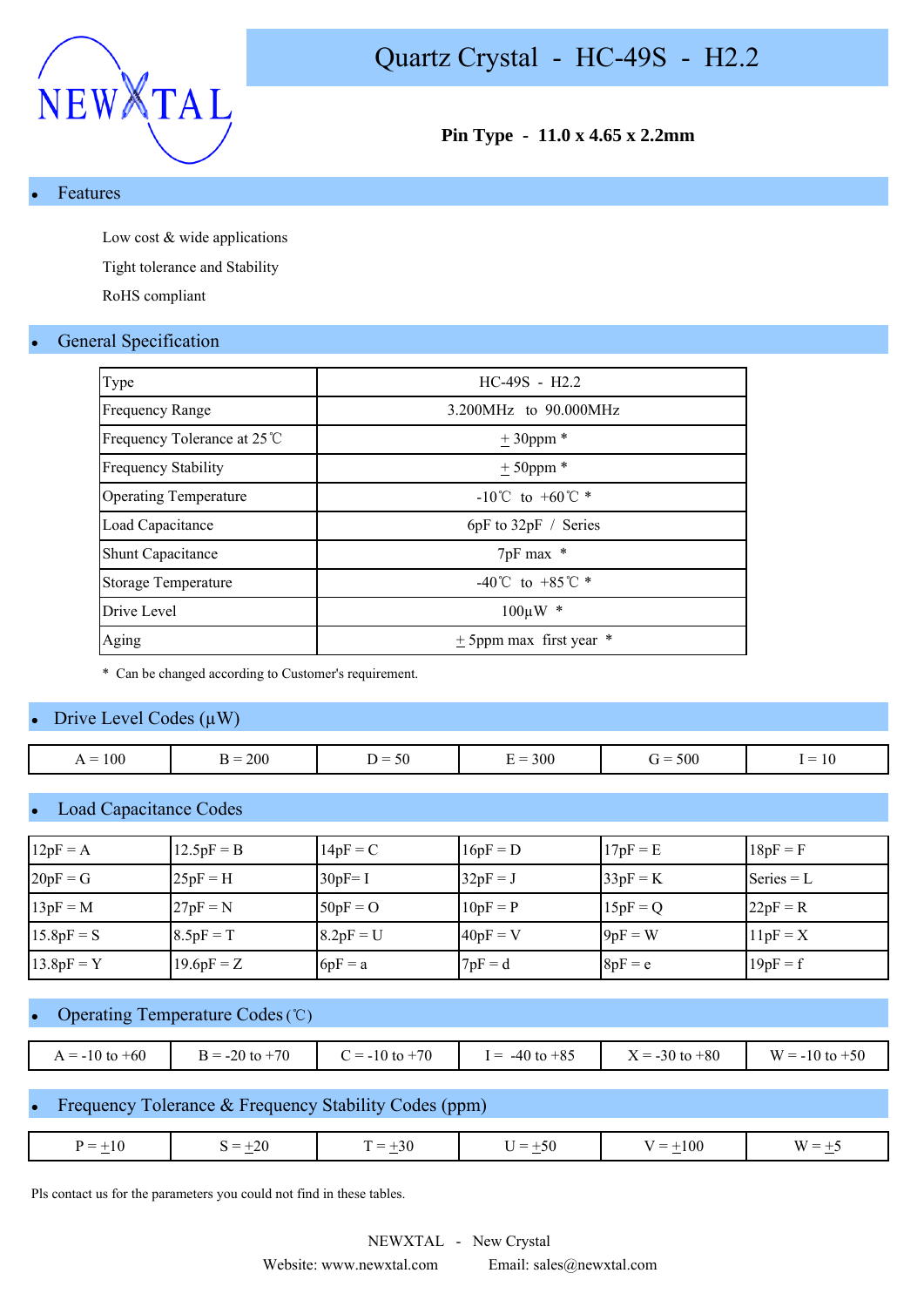NEWXTAL

# Quartz Crystal - HC-49S - H2.2

**Pin Type - 11.0 x 4.65 x 2.2mm**

## Features

Low cost & wide applications

Tight tolerance and Stability

RoHS compliant

## General Specification

| Type | HC-49S - H2.2 |
|---|---|
| Frequency Range | 3.200MHz to 90.000MHz |
| Frequency Tolerance at 25℃ | ± 30ppm * |
| Frequency Stability | ± 50ppm * |
| Operating Temperature | -10℃ to +60℃ * |
| Load Capacitance | 6pF to 32pF / Series |
| Shunt Capacitance | 7pF max * |
| Storage Temperature | -40℃ to +85℃ * |
| Drive Level | 100μW * |
| Aging | ± 5ppm max first year * |

* Can be changed according to Customer's requirement.

## Drive Level Codes (μW)

| A = 100 | B = 200 | D = 50 | E = 300 | G = 500 | I = 10 |
|---|---|---|---|---|---|

## Load Capacitance Codes

| 12pF = A | 12.5pF = B | 14pF = C | 16pF = D | 17pF = E | 18pF = F |
|---|---|---|---|---|---|
| 20pF = G | 25pF = H | 30pF= I | 32pF = J | 33pF = K | Series = L |
| 13pF = M | 27pF = N | 50pF = O | 10pF = P | 15pF = Q | 22pF = R |
| 15.8pF = S | 8.5pF = T | 8.2pF = U | 40pF = V | 9pF = W | 11pF = X |
| 13.8pF = Y | 19.6pF = Z | 6pF = a | 7pF = d | 8pF = e | 19pF = f |

## Operating Temperature Codes (℃)

| A = -10 to +60 | B = -20 to +70 | C = -10 to +70 | I = -40 to +85 | X = -30 to +80 | W = -10 to +50 |
|---|---|---|---|---|---|

## Frequency Tolerance & Frequency Stability Codes (ppm)

| P = ±10 | S = ±20 | T = ±30 | U = ±50 | V = ±100 | W = ±5 |
|---|---|---|---|---|---|

Pls contact us for the parameters you could not find in these tables.

NEWXTAL - New Crystal

Website: www.newxtal.com Email: sales@newxtal.com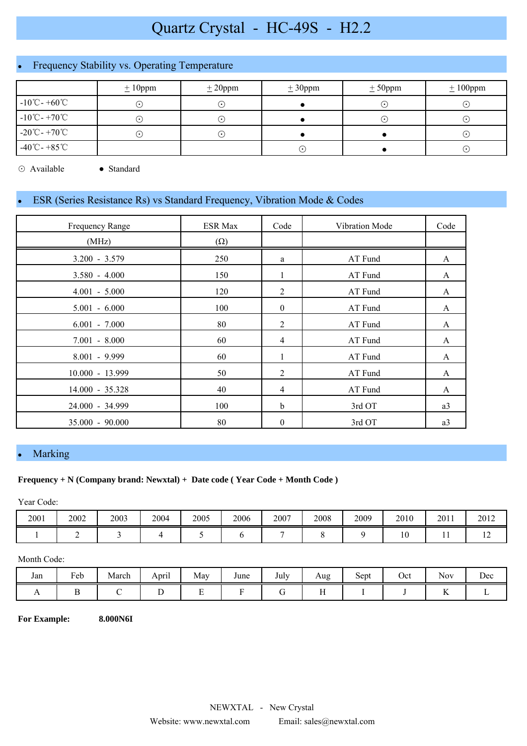# Quartz Crystal - HC-49S - H2.2

## • Frequency Stability vs. Operating Temperature

| | ± 10ppm | ± 20ppm | ± 30ppm | ± 50ppm | ± 100ppm |
|---|---|---|---|---|---|
| -10℃- +60℃ | ⊙ | ⊙ | ● | ⊙ | ⊙ |
| -10℃- +70℃ | ⊙ | ⊙ | ● | ⊙ | ⊙ |
| -20℃- +70℃ | ⊙ | ⊙ | ● | ● | ⊙ |
| -40℃- +85℃ | | | ⊙ | ● | ⊙ |

⊙ Available ● Standard

## • ESR (Series Resistance Rs) vs Standard Frequency, Vibration Mode & Codes

| Frequency Range (MHz) | ESR Max (Ω) | Code | Vibration Mode | Code |
|---|---|---|---|---|
| 3.200 - 3.579 | 250 | a | AT Fund | A |
| 3.580 - 4.000 | 150 | 1 | AT Fund | A |
| 4.001 - 5.000 | 120 | 2 | AT Fund | A |
| 5.001 - 6.000 | 100 | 0 | AT Fund | A |
| 6.001 - 7.000 | 80 | 2 | AT Fund | A |
| 7.001 - 8.000 | 60 | 4 | AT Fund | A |
| 8.001 - 9.999 | 60 | 1 | AT Fund | A |
| 10.000 - 13.999 | 50 | 2 | AT Fund | A |
| 14.000 - 35.328 | 40 | 4 | AT Fund | A |
| 24.000 - 34.999 | 100 | b | 3rd OT | a3 |
| 35.000 - 90.000 | 80 | 0 | 3rd OT | a3 |

## • Marking

**Frequency + N (Company brand: Newxtal) + Date code ( Year Code + Month Code )**

Year Code:

| 2001 | 2002 | 2003 | 2004 | 2005 | 2006 | 2007 | 2008 | 2009 | 2010 | 2011 | 2012 |
|---|---|---|---|---|---|---|---|---|---|---|---|
| 1 | 2 | 3 | 4 | 5 | 6 | 7 | 8 | 9 | 10 | 11 | 12 |

Month Code:

| Jan | Feb | March | April | May | June | July | Aug | Sept | Oct | Nov | Dec |
|---|---|---|---|---|---|---|---|---|---|---|---|
| A | B | C | D | E | F | G | H | I | J | K | L |

**For Example:** **8.000N6I**

NEWXTAL - New Crystal

Website: www.newxtal.com Email: sales@newxtal.com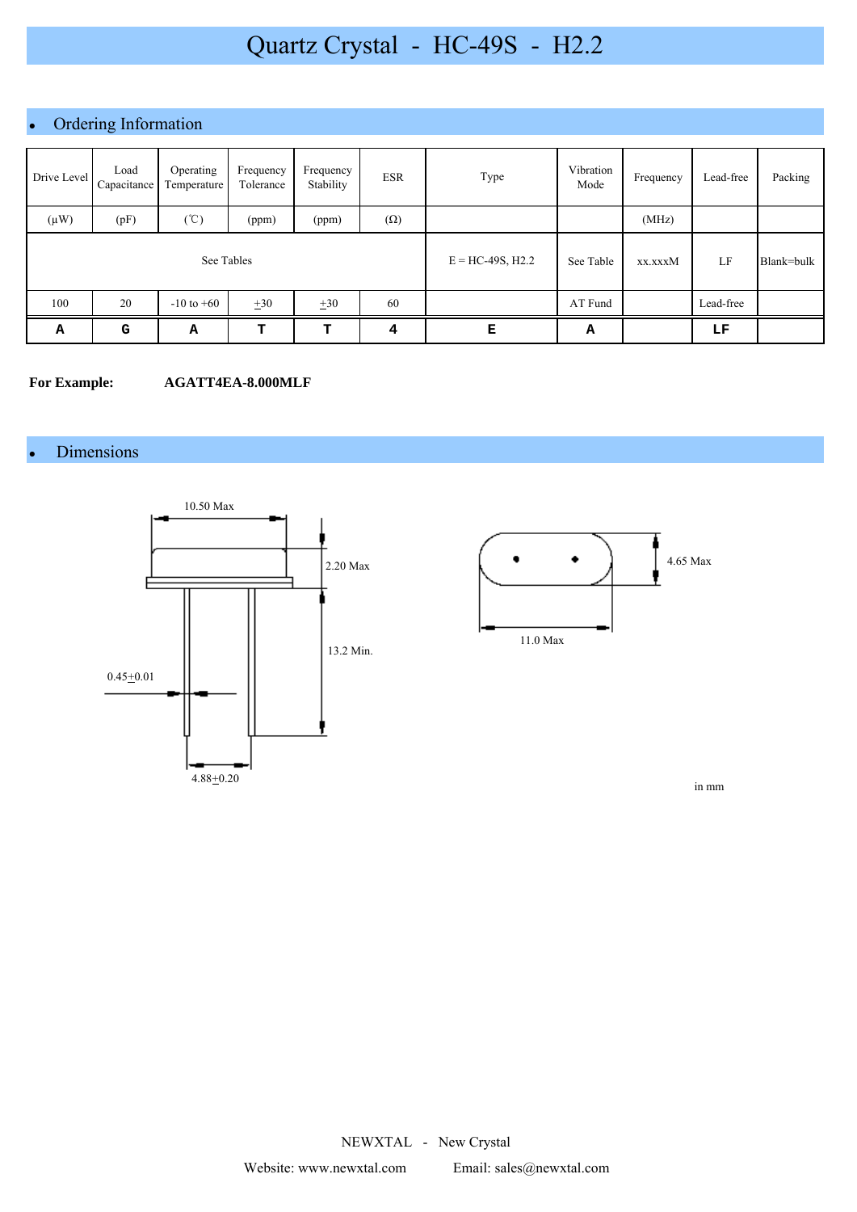# Quartz Crystal - HC-49S - H2.2

## Ordering Information

| Drive Level | Load Capacitance | Operating Temperature | Frequency Tolerance | Frequency Stability | ESR | Type | Vibration Mode | Frequency | Lead-free | Packing |
|---|---|---|---|---|---|---|---|---|---|---|
| (μW) | (pF) | (℃) | (ppm) | (ppm) | (Ω) | | | (MHz) | | |
| See Tables | | | | | | E = HC-49S, H2.2 | See Table | xx.xxxM | LF | Blank=bulk |
| 100 | 20 | -10 to +60 | ±30 | ±30 | 60 | | AT Fund | | Lead-free | |
| **A** | **G** | **A** | **T** | **T** | **4** | **E** | **A** | | **LF** | |

**For Example:** **AGATT4EA-8.000MLF**

## Dimensions

10.50 Max

2.20 Max

13.2 Min.

0.45±0.01

4.88±0.20

4.65 Max

11.0 Max

in mm

NEWXTAL - New Crystal

Website: www.newxtal.com Email: sales@newxtal.com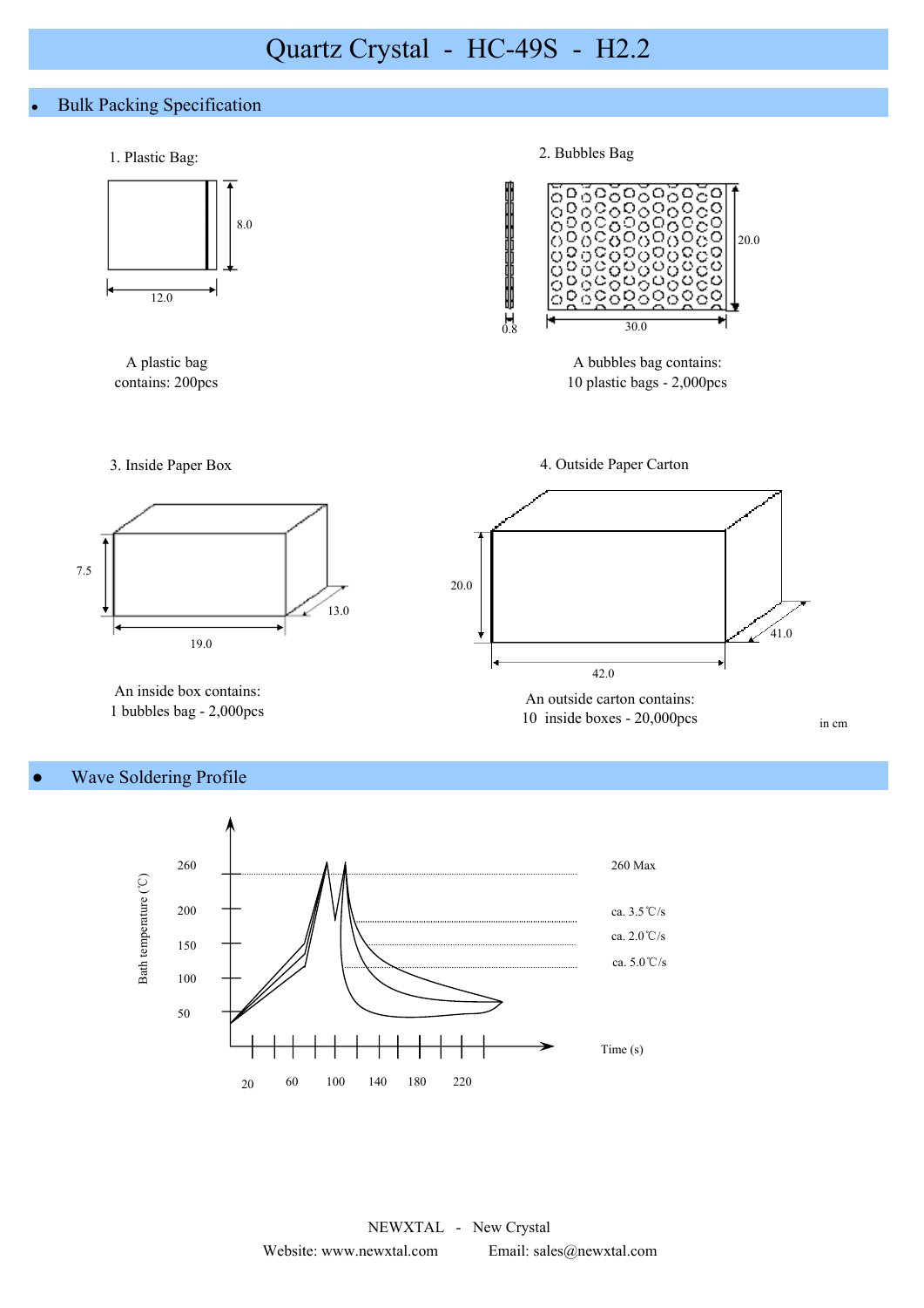# Quartz Crystal - HC-49S - H2.2

## Bulk Packing Specification

1. Plastic Bag:

8.0

12.0

A plastic bag contains: 200pcs

2. Bubbles Bag

20.0

0.8

30.0

A bubbles bag contains: 10 plastic bags - 2,000pcs

3. Inside Paper Box

7.5

13.0

19.0

An inside box contains: 1 bubbles bag - 2,000pcs

4. Outside Paper Carton

20.0

41.0

42.0

An outside carton contains: 10 inside boxes - 20,000pcs

in cm

## Wave Soldering Profile

Bath temperature (℃)

260

200

150

100

50

20 60 100 140 180 220

Time (s)

260 Max

ca. 3.5℃/s

ca. 2.0℃/s

ca. 5.0℃/s

NEWXTAL - New Crystal

Website: www.newxtal.com Email: sales@newxtal.com